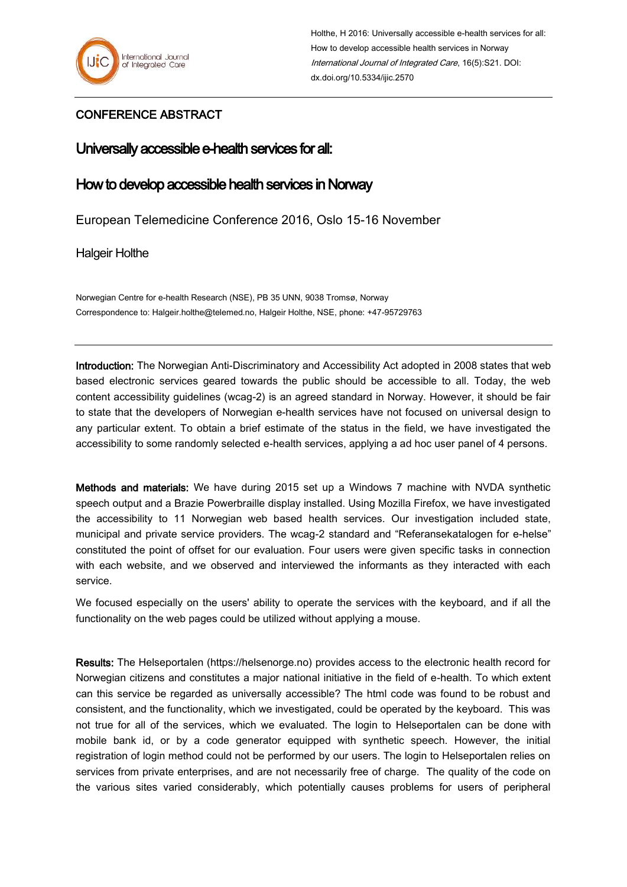## CONFERENCE ABSTRACT

# Universally accessible e-health services for all:

# How to develop accessible health services in Norway

European Telemedicine Conference 2016, Oslo 15-16 November

Halgeir Holthe

Norwegian Centre for e-health Research (NSE), PB 35 UNN, 9038 Tromsø, Norway

Correspondence to: Halgeir.holthe@telemed.no, Halgeir Holthe, NSE, phone: +47-95729763

---

**Introduction:** The Norwegian Anti-Discriminatory and Accessibility Act adopted in 2008 states that web based electronic services geared towards the public should be accessible to all. Today, the web content accessibility guidelines (wcag-2) is an agreed standard in Norway. However, it should be fair to state that the developers of Norwegian e-health services have not focused on universal design to any particular extent. To obtain a brief estimate of the status in the field, we have investigated the accessibility to some randomly selected e-health services, applying a ad hoc user panel of 4 persons.

**Methods and materials:** We have during 2015 set up a Windows 7 machine with NVDA synthetic speech output and a Brazie Powerbraille display installed. Using Mozilla Firefox, we have investigated the accessibility to 11 Norwegian web based health services. Our investigation included state, municipal and private service providers. The wcag-2 standard and "Referansekatalogen for e-helse" constituted the point of offset for our evaluation. Four users were given specific tasks in connection with each website, and we observed and interviewed the informants as they interacted with each service.

We focused especially on the users' ability to operate the services with the keyboard, and if all the functionality on the web pages could be utilized without applying a mouse.

**Results:** The Helseportalen (https://helsenorge.no) provides access to the electronic health record for Norwegian citizens and constitutes a major national initiative in the field of e-health. To which extent can this service be regarded as universally accessible? The html code was found to be robust and consistent, and the functionality, which we investigated, could be operated by the keyboard. This was not true for all of the services, which we evaluated. The login to Helseportalen can be done with mobile bank id, or by a code generator equipped with synthetic speech. However, the initial registration of login method could not be performed by our users. The login to Helseportalen relies on services from private enterprises, and are not necessarily free of charge. The quality of the code on the various sites varied considerably, which potentially causes problems for users of peripheral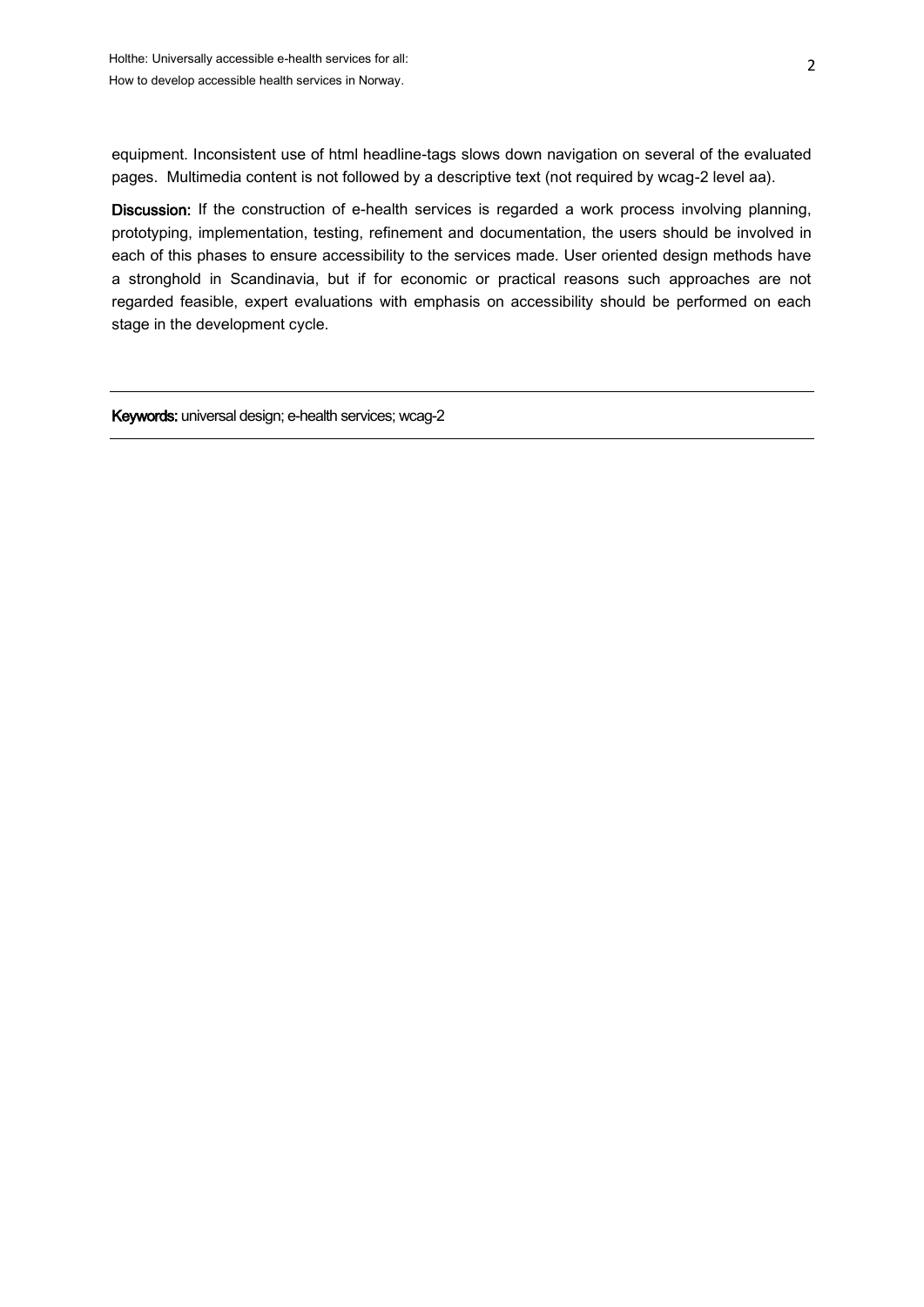equipment. Inconsistent use of html headline-tags slows down navigation on several of the evaluated pages. Multimedia content is not followed by a descriptive text (not required by wcag-2 level aa).

**Discussion:** If the construction of e-health services is regarded a work process involving planning, prototyping, implementation, testing, refinement and documentation, the users should be involved in each of this phases to ensure accessibility to the services made. User oriented design methods have a stronghold in Scandinavia, but if for economic or practical reasons such approaches are not regarded feasible, expert evaluations with emphasis on accessibility should be performed on each stage in the development cycle.

---

**Keywords:** universal design; e-health services; wcag-2

---